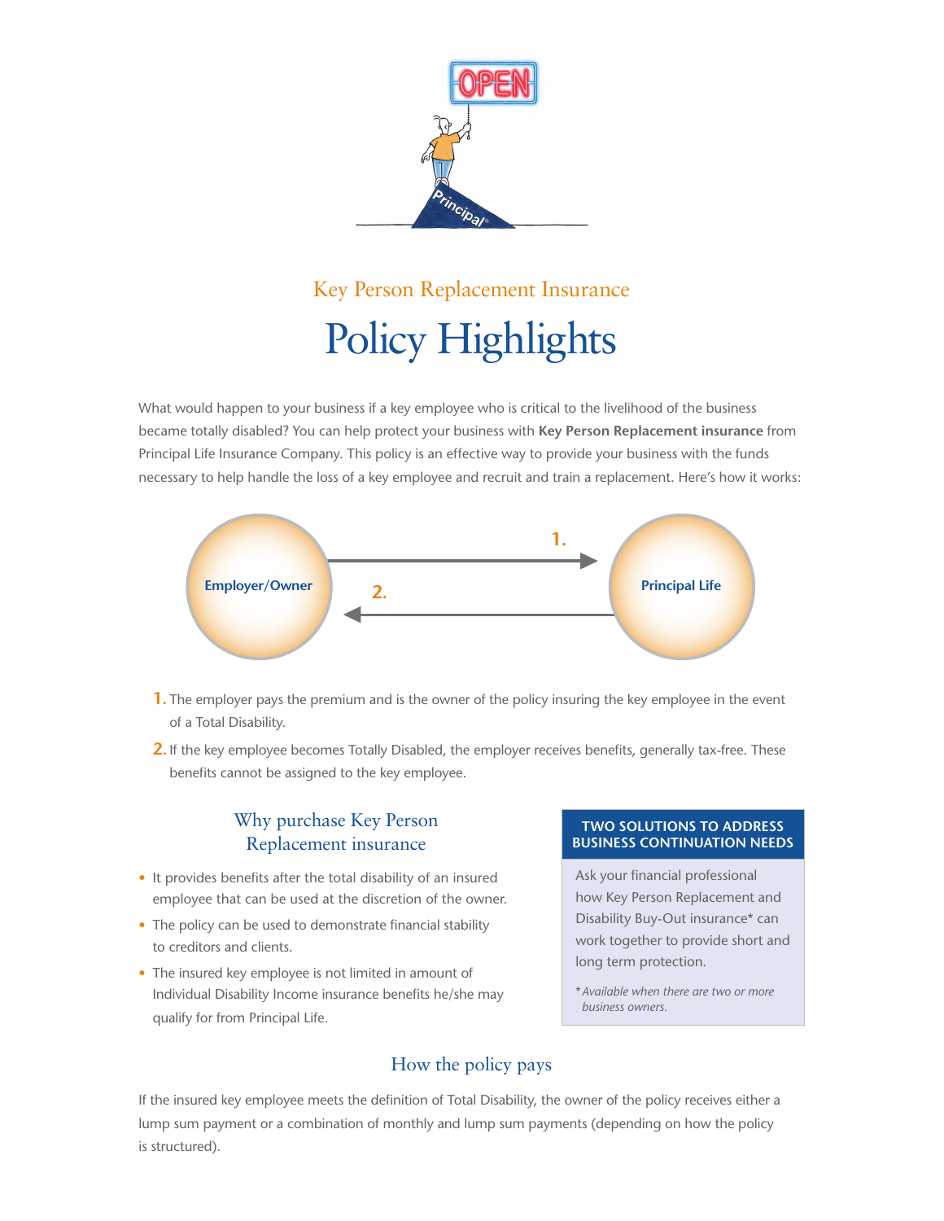## Key Person Replacement Insurance

# Policy Highlights

What would happen to your business if a key employee who is critical to the livelihood of the business became totally disabled? You can help protect your business with **Key Person Replacement insurance** from Principal Life Insurance Company. This policy is an effective way to provide your business with the funds necessary to help handle the loss of a key employee and recruit and train a replacement. Here's how it works:

Employer/Owner → 1. → Principal Life

Principal Life → 2. → Employer/Owner

1. The employer pays the premium and is the owner of the policy insuring the key employee in the event of a Total Disability.
2. If the key employee becomes Totally Disabled, the employer receives benefits, generally tax-free. These benefits cannot be assigned to the key employee.

### Why purchase Key Person Replacement insurance

- It provides benefits after the total disability of an insured employee that can be used at the discretion of the owner.
- The policy can be used to demonstrate financial stability to creditors and clients.
- The insured key employee is not limited in amount of Individual Disability Income insurance benefits he/she may qualify for from Principal Life.

**TWO SOLUTIONS TO ADDRESS BUSINESS CONTINUATION NEEDS**

Ask your financial professional how Key Person Replacement and Disability Buy-Out insurance* can work together to provide short and long term protection.

**Available when there are two or more business owners.*

### How the policy pays

If the insured key employee meets the definition of Total Disability, the owner of the policy receives either a lump sum payment or a combination of monthly and lump sum payments (depending on how the policy is structured).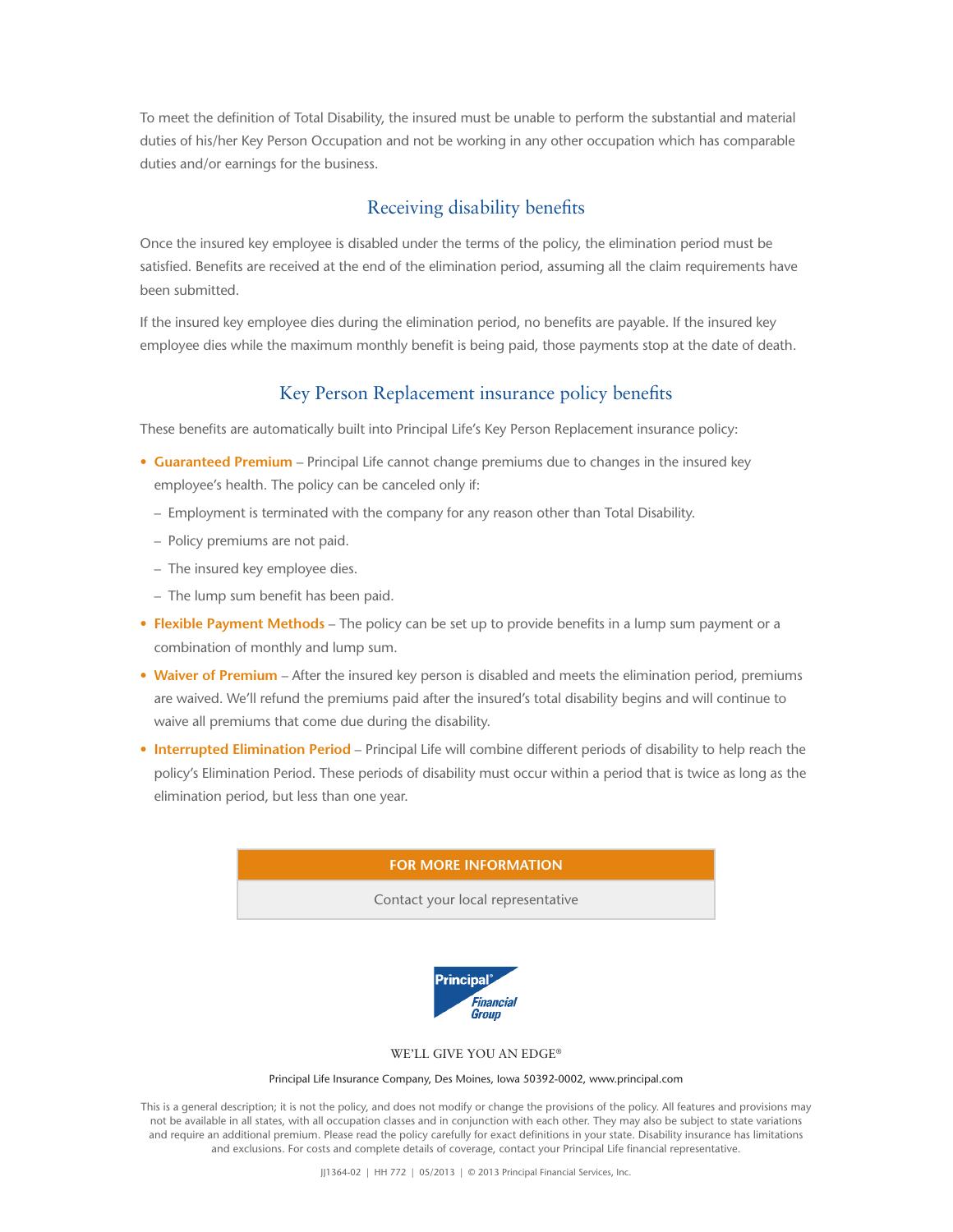To meet the definition of Total Disability, the insured must be unable to perform the substantial and material duties of his/her Key Person Occupation and not be working in any other occupation which has comparable duties and/or earnings for the business.

## Receiving disability benefits

Once the insured key employee is disabled under the terms of the policy, the elimination period must be satisfied. Benefits are received at the end of the elimination period, assuming all the claim requirements have been submitted.

If the insured key employee dies during the elimination period, no benefits are payable. If the insured key employee dies while the maximum monthly benefit is being paid, those payments stop at the date of death.

## Key Person Replacement insurance policy benefits

These benefits are automatically built into Principal Life's Key Person Replacement insurance policy:

- **Guaranteed Premium** – Principal Life cannot change premiums due to changes in the insured key employee's health. The policy can be canceled only if:
  - Employment is terminated with the company for any reason other than Total Disability.
  - Policy premiums are not paid.
  - The insured key employee dies.
  - The lump sum benefit has been paid.
- **Flexible Payment Methods** – The policy can be set up to provide benefits in a lump sum payment or a combination of monthly and lump sum.
- **Waiver of Premium** – After the insured key person is disabled and meets the elimination period, premiums are waived. We'll refund the premiums paid after the insured's total disability begins and will continue to waive all premiums that come due during the disability.
- **Interrupted Elimination Period** – Principal Life will combine different periods of disability to help reach the policy's Elimination Period. These periods of disability must occur within a period that is twice as long as the elimination period, but less than one year.

| FOR MORE INFORMATION |
| --- |
| Contact your local representative |

Principal Financial Group

WE'LL GIVE YOU AN EDGE®

Principal Life Insurance Company, Des Moines, Iowa 50392-0002, www.principal.com

This is a general description; it is not the policy, and does not modify or change the provisions of the policy. All features and provisions may not be available in all states, with all occupation classes and in conjunction with each other. They may also be subject to state variations and require an additional premium. Please read the policy carefully for exact definitions in your state. Disability insurance has limitations and exclusions. For costs and complete details of coverage, contact your Principal Life financial representative.

JJ1364-02 | HH 772 | 05/2013 | © 2013 Principal Financial Services, Inc.